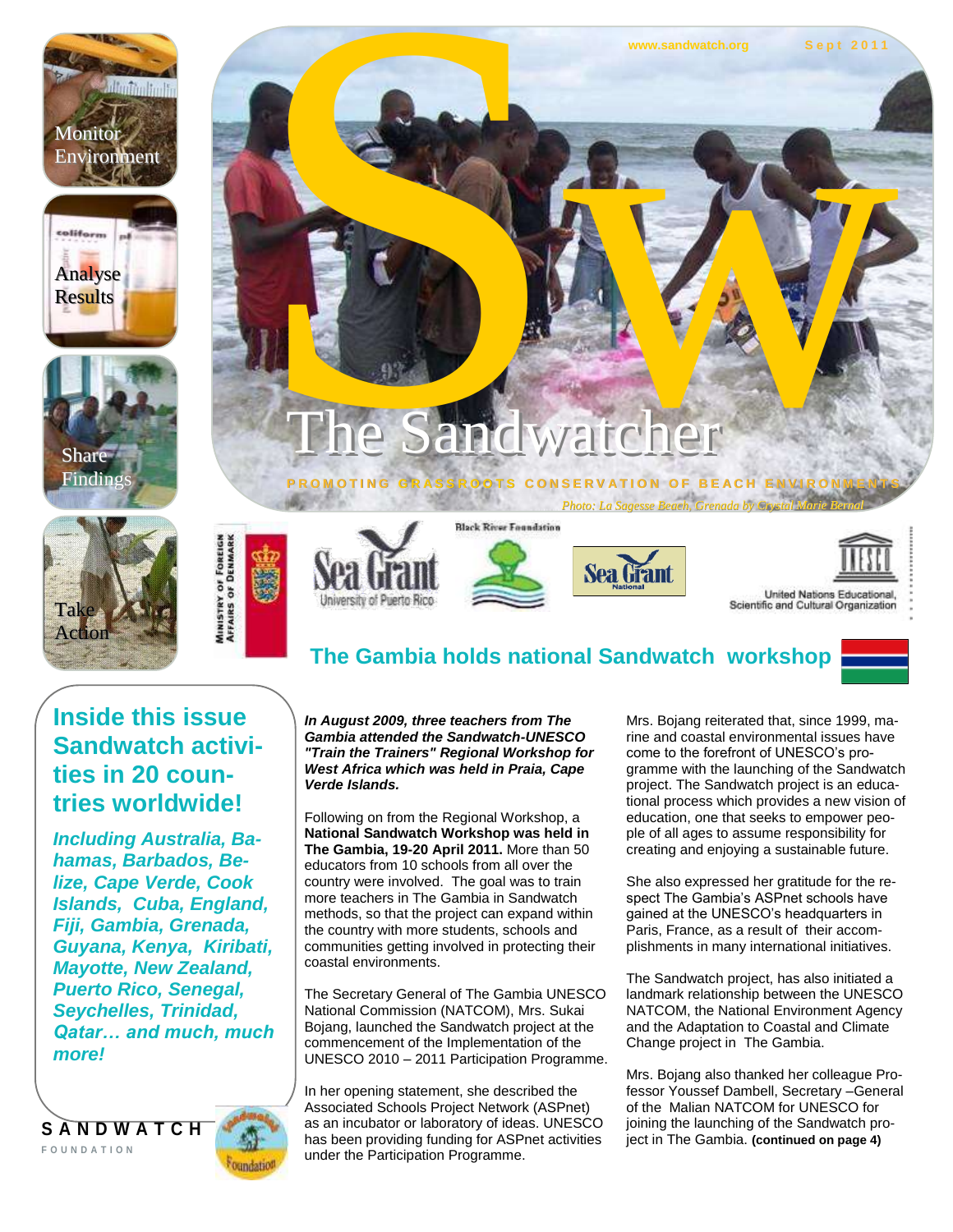www.sandwatch.org Sept 2011

# The Sandwatcher

PROMOTING GRASSROOTS CONSERVATION OF BEACH ENVIRONMENTS

*Photo: La Sagesse Beach, Grenada by Crystal Marie Bernal*

Monitor Environment

Analyse Results

Share Findings

Take Action

## The Gambia holds national Sandwatch workshop

## Inside this issue Sandwatch activities in 20 countries worldwide!

***Including Australia, Bahamas, Barbados, Belize, Cape Verde, Cook Islands, Cuba, England, Fiji, Gambia, Grenada, Guyana, Kenya, Kiribati, Mayotte, New Zealand, Puerto Rico, Senegal, Seychelles, Trinidad, Qatar… and much, much more!***

SANDWATCH FOUNDATION

***In August 2009, three teachers from The Gambia attended the Sandwatch-UNESCO "Train the Trainers" Regional Workshop for West Africa which was held in Praia, Cape Verde Islands.***

Following on from the Regional Workshop, a **National Sandwatch Workshop was held in The Gambia, 19-20 April 2011.** More than 50 educators from 10 schools from all over the country were involved. The goal was to train more teachers in The Gambia in Sandwatch methods, so that the project can expand within the country with more students, schools and communities getting involved in protecting their coastal environments.

The Secretary General of The Gambia UNESCO National Commission (NATCOM), Mrs. Sukai Bojang, launched the Sandwatch project at the commencement of the Implementation of the UNESCO 2010 – 2011 Participation Programme.

In her opening statement, she described the Associated Schools Project Network (ASPnet) as an incubator or laboratory of ideas. UNESCO has been providing funding for ASPnet activities under the Participation Programme.

Mrs. Bojang reiterated that, since 1999, marine and coastal environmental issues have come to the forefront of UNESCO's programme with the launching of the Sandwatch project. The Sandwatch project is an educational process which provides a new vision of education, one that seeks to empower people of all ages to assume responsibility for creating and enjoying a sustainable future.

She also expressed her gratitude for the respect The Gambia's ASPnet schools have gained at the UNESCO's headquarters in Paris, France, as a result of their accomplishments in many international initiatives.

The Sandwatch project, has also initiated a landmark relationship between the UNESCO NATCOM, the National Environment Agency and the Adaptation to Coastal and Climate Change project in The Gambia.

Mrs. Bojang also thanked her colleague Professor Youssef Dambell, Secretary –General of the Malian NATCOM for UNESCO for joining the launching of the Sandwatch project in The Gambia. **(continued on page 4)**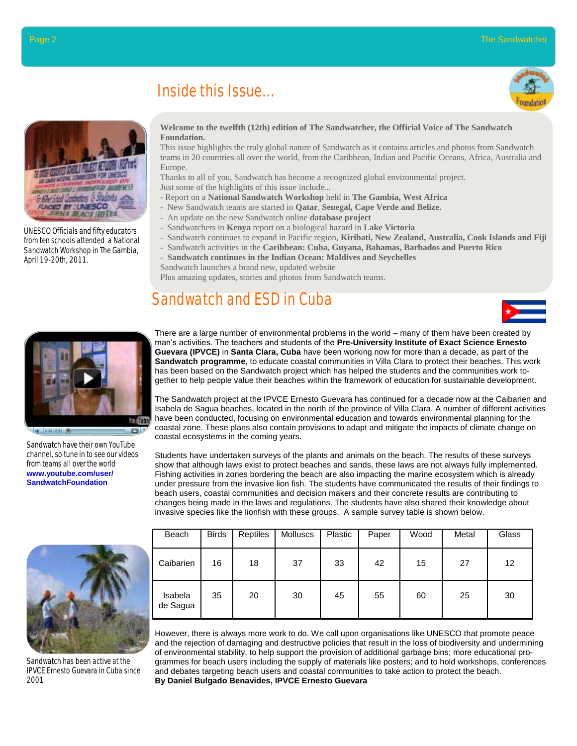# Inside this Issue...

UNESCO Officials and fifty educators from ten schools attended a National Sandwatch Workshop in The Gambia, April 19-20th, 2011.

**Welcome to the twelfth (12th) edition of The Sandwatcher, the Official Voice of The Sandwatch Foundation.**

This issue highlights the truly global nature of Sandwatch as it contains articles and photos from Sandwatch teams in 20 countries all over the world, from the Caribbean, Indian and Pacific Oceans, Africa, Australia and Europe.

Thanks to all of you, Sandwatch has become a recognized global environmental project.

Just some of the highlights of this issue include...

- Report on a **National Sandwatch Workshop** held in **The Gambia, West Africa**
- New Sandwatch teams are started in **Qatar**, **Senegal, Cape Verde and Belize.**
- An update on the new Sandwatch online **database project**
- Sandwatchers in **Kenya** report on a biological hazard in **Lake Victoria**
- Sandwatch continues to expand in Pacific region, **Kiribati, New Zealand, Australia, Cook Islands and Fiji**
- Sandwatch activities in the **Caribbean: Cuba, Guyana, Bahamas, Barbados and Puerto Rico**
- **Sandwatch continues in the Indian Ocean: Maldives and Seychelles**

Sandwatch launches a brand new, updated website

Plus amazing updates, stories and photos from Sandwatch teams.

# Sandwatch and ESD in Cuba

Sandwatch have their own YouTube channel, so tune in to see our videos from teams all over the world **www.youtube.com/user/SandwatchFoundation**

There are a large number of environmental problems in the world – many of them have been created by man's activities. The teachers and students of the **Pre-University Institute of Exact Science Ernesto Guevara (IPVCE)** in **Santa Clara, Cuba** have been working now for more than a decade, as part of the **Sandwatch programme**, to educate coastal communities in Villa Clara to protect their beaches. This work has been based on the Sandwatch project which has helped the students and the communities work together to help people value their beaches within the framework of education for sustainable development.

The Sandwatch project at the IPVCE Ernesto Guevara has continued for a decade now at the Caibarien and Isabela de Sagua beaches, located in the north of the province of Villa Clara. A number of different activities have been conducted, focusing on environmental education and towards environmental planning for the coastal zone. These plans also contain provisions to adapt and mitigate the impacts of climate change on coastal ecosystems in the coming years.

Students have undertaken surveys of the plants and animals on the beach. The results of these surveys show that although laws exist to protect beaches and sands, these laws are not always fully implemented. Fishing activities in zones bordering the beach are also impacting the marine ecosystem which is already under pressure from the invasive lion fish. The students have communicated the results of their findings to beach users, coastal communities and decision makers and their concrete results are contributing to changes being made in the laws and regulations. The students have also shared their knowledge about invasive species like the lionfish with these groups. A sample survey table is shown below.

| Beach | Birds | Reptiles | Molluscs | Plastic | Paper | Wood | Metal | Glass |
|---|---|---|---|---|---|---|---|---|
| Caibarien | 16 | 18 | 37 | 33 | 42 | 15 | 27 | 12 |
| Isabela de Sagua | 35 | 20 | 30 | 45 | 55 | 60 | 25 | 30 |

Sandwatch has been active at the IPVCE Ernesto Guevara in Cuba since 2001

However, there is always more work to do. We call upon organisations like UNESCO that promote peace and the rejection of damaging and destructive policies that result in the loss of biodiversity and undermining of environmental stability, to help support the provision of additional garbage bins; more educational programmes for beach users including the supply of materials like posters; and to hold workshops, conferences and debates targeting beach users and coastal communities to take action to protect the beach.

**By Daniel Bulgado Benavides, IPVCE Ernesto Guevara**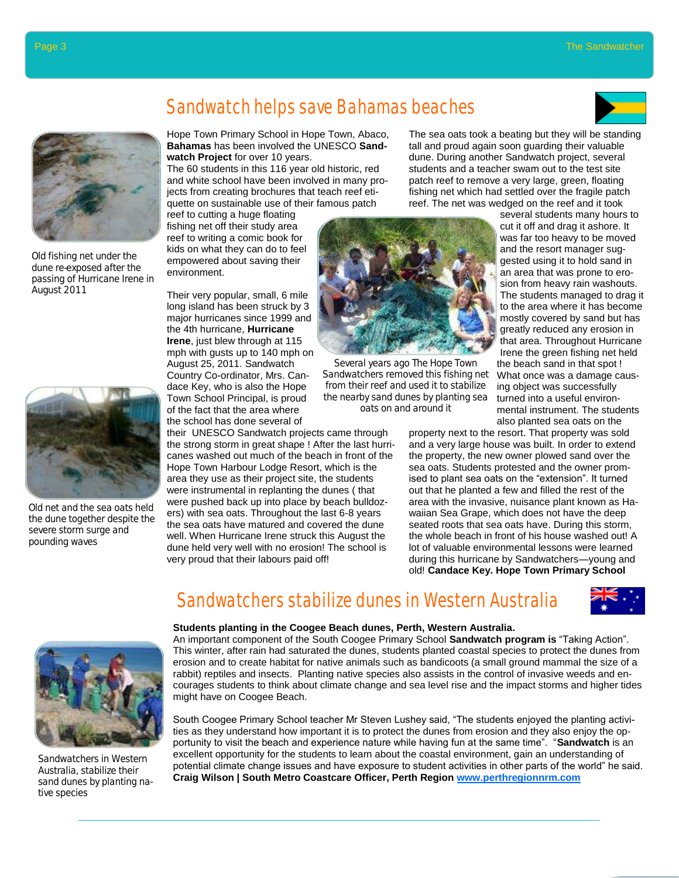## Sandwatch helps save Bahamas beaches

Old fishing net under the dune re-exposed after the passing of Hurricane Irene in August 2011

Old net and the sea oats held the dune together despite the severe storm surge and pounding waves

Hope Town Primary School in Hope Town, Abaco, **Bahamas** has been involved the UNESCO **Sandwatch Project** for over 10 years.
The 60 students in this 116 year old historic, red and white school have been involved in many projects from creating brochures that teach reef etiquette on sustainable use of their famous patch reef to cutting a huge floating fishing net off their study area reef to writing a comic book for kids on what they can do to feel empowered about saving their environment.

Their very popular, small, 6 mile long island has been struck by 3 major hurricanes since 1999 and the 4th hurricane, **Hurricane Irene**, just blew through at 115 mph with gusts up to 140 mph on August 25, 2011. Sandwatch Country Co-ordinator, Mrs. Candace Key, who is also the Hope Town School Principal, is proud of the fact that the area where the school has done several of their UNESCO Sandwatch projects came through the strong storm in great shape ! After the last hurricanes washed out much of the beach in front of the Hope Town Harbour Lodge Resort, which is the area they use as their project site, the students were instrumental in replanting the dunes ( that were pushed back up into place by beach bulldozers) with sea oats. Throughout the last 6-8 years the sea oats have matured and covered the dune well. When Hurricane Irene struck this August the dune held very well with no erosion! The school is very proud that their labours paid off!

Several years ago The Hope Town Sandwatchers removed this fishing net from their reef and used it to stabilize the nearby sand dunes by planting sea oats on and around it

The sea oats took a beating but they will be standing tall and proud again soon guarding their valuable dune. During another Sandwatch project, several students and a teacher swam out to the test site patch reef to remove a very large, green, floating fishing net which had settled over the fragile patch reef. The net was wedged on the reef and it took several students many hours to cut it off and drag it ashore. It was far too heavy to be moved and the resort manager suggested using it to hold sand in an area that was prone to erosion from heavy rain washouts. The students managed to drag it to the area where it has become mostly covered by sand but has greatly reduced any erosion in that area. Throughout Hurricane Irene the green fishing net held the beach sand in that spot ! What once was a damage causing object was successfully turned into a useful environmental instrument. The students also planted sea oats on the property next to the resort. That property was sold and a very large house was built. In order to extend the property, the new owner plowed sand over the sea oats. Students protested and the owner promised to plant sea oats on the "extension". It turned out that he planted a few and filled the rest of the area with the invasive, nuisance plant known as Hawaiian Sea Grape, which does not have the deep seated roots that sea oats have. During this storm, the whole beach in front of his house washed out! A lot of valuable environmental lessons were learned during this hurricane by Sandwatchers—young and old! **Candace Key. Hope Town Primary School**

## Sandwatchers stabilize dunes in Western Australia

Sandwatchers in Western Australia, stabilize their sand dunes by planting native species

**Students planting in the Coogee Beach dunes, Perth, Western Australia.**
An important component of the South Coogee Primary School **Sandwatch program is** "Taking Action". This winter, after rain had saturated the dunes, students planted coastal species to protect the dunes from erosion and to create habitat for native animals such as bandicoots (a small ground mammal the size of a rabbit) reptiles and insects. Planting native species also assists in the control of invasive weeds and encourages students to think about climate change and sea level rise and the impact storms and higher tides might have on Coogee Beach.

South Coogee Primary School teacher Mr Steven Lushey said, "The students enjoyed the planting activities as they understand how important it is to protect the dunes from erosion and they also enjoy the opportunity to visit the beach and experience nature while having fun at the same time". "**Sandwatch** is an excellent opportunity for the students to learn about the coastal environment, gain an understanding of potential climate change issues and have exposure to student activities in other parts of the world" he said.
**Craig Wilson | South Metro Coastcare Officer, Perth Region** [www.perthregionnrm.com](http://www.perthregionnrm.com)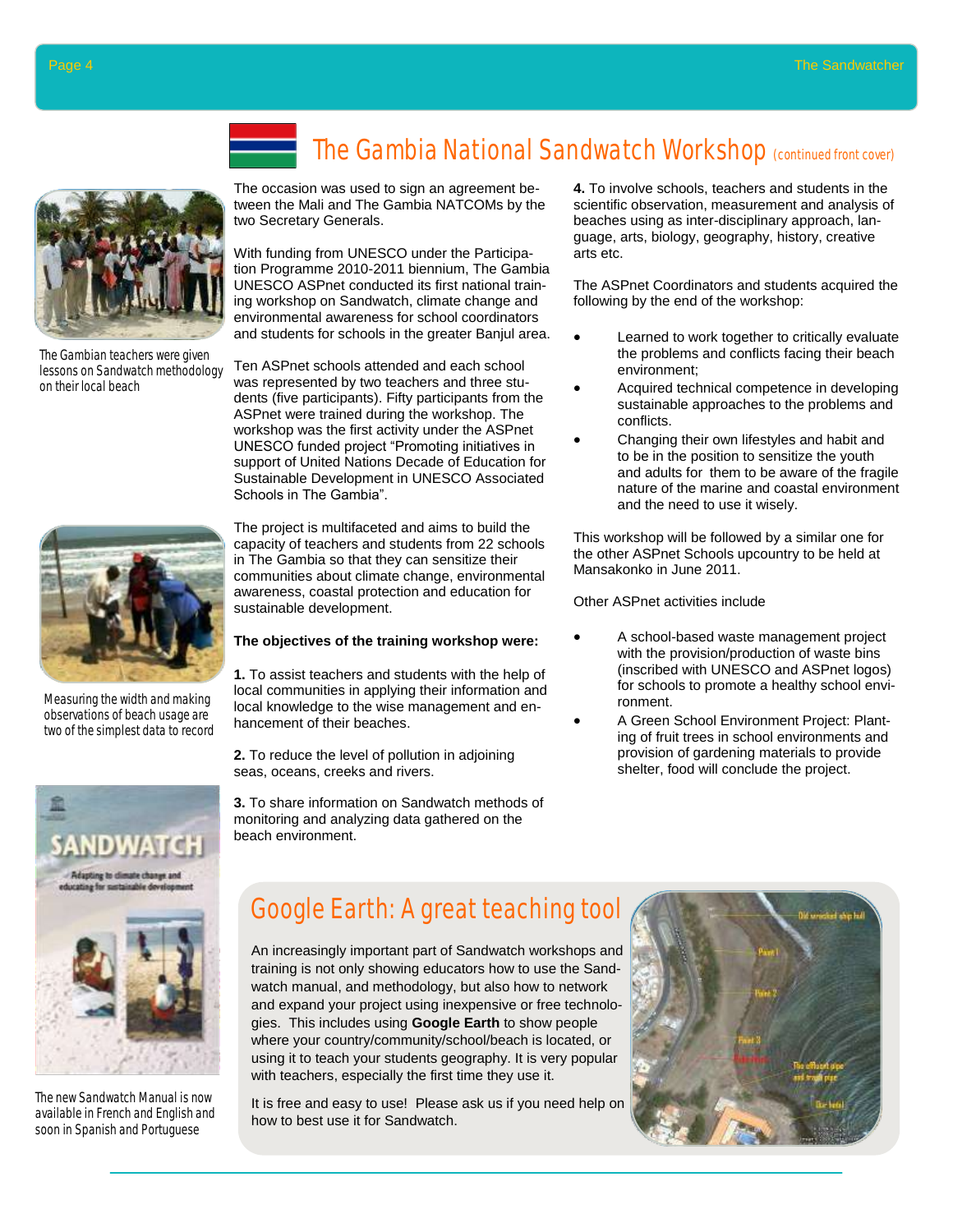# The Gambia National Sandwatch Workshop *(continued front cover)*

The Gambian teachers were given lessons on Sandwatch methodology on their local beach

Measuring the width and making observations of beach usage are two of the simplest data to record

The new Sandwatch Manual is now available in French and English and soon in Spanish and Portuguese

The occasion was used to sign an agreement between the Mali and The Gambia NATCOMs by the two Secretary Generals.

With funding from UNESCO under the Participation Programme 2010-2011 biennium, The Gambia UNESCO ASPnet conducted its first national training workshop on Sandwatch, climate change and environmental awareness for school coordinators and students for schools in the greater Banjul area.

Ten ASPnet schools attended and each school was represented by two teachers and three students (five participants). Fifty participants from the ASPnet were trained during the workshop. The workshop was the first activity under the ASPnet UNESCO funded project "Promoting initiatives in support of United Nations Decade of Education for Sustainable Development in UNESCO Associated Schools in The Gambia".

The project is multifaceted and aims to build the capacity of teachers and students from 22 schools in The Gambia so that they can sensitize their communities about climate change, environmental awareness, coastal protection and education for sustainable development.

**The objectives of the training workshop were:**

**1.** To assist teachers and students with the help of local communities in applying their information and local knowledge to the wise management and enhancement of their beaches.

**2.** To reduce the level of pollution in adjoining seas, oceans, creeks and rivers.

**3.** To share information on Sandwatch methods of monitoring and analyzing data gathered on the beach environment.

**4.** To involve schools, teachers and students in the scientific observation, measurement and analysis of beaches using as inter-disciplinary approach, language, arts, biology, geography, history, creative arts etc.

The ASPnet Coordinators and students acquired the following by the end of the workshop:

- Learned to work together to critically evaluate the problems and conflicts facing their beach environment;
- Acquired technical competence in developing sustainable approaches to the problems and conflicts.
- Changing their own lifestyles and habit and to be in the position to sensitize the youth and adults for them to be aware of the fragile nature of the marine and coastal environment and the need to use it wisely.

This workshop will be followed by a similar one for the other ASPnet Schools upcountry to be held at Mansakonko in June 2011.

Other ASPnet activities include

- A school-based waste management project with the provision/production of waste bins (inscribed with UNESCO and ASPnet logos) for schools to promote a healthy school environment.
- A Green School Environment Project: Planting of fruit trees in school environments and provision of gardening materials to provide shelter, food will conclude the project.

## Google Earth: A great teaching tool

An increasingly important part of Sandwatch workshops and training is not only showing educators how to use the Sandwatch manual, and methodology, but also how to network and expand your project using inexpensive or free technologies. This includes using **Google Earth** to show people where your country/community/school/beach is located, or using it to teach your students geography. It is very popular with teachers, especially the first time they use it.

It is free and easy to use! Please ask us if you need help on how to best use it for Sandwatch.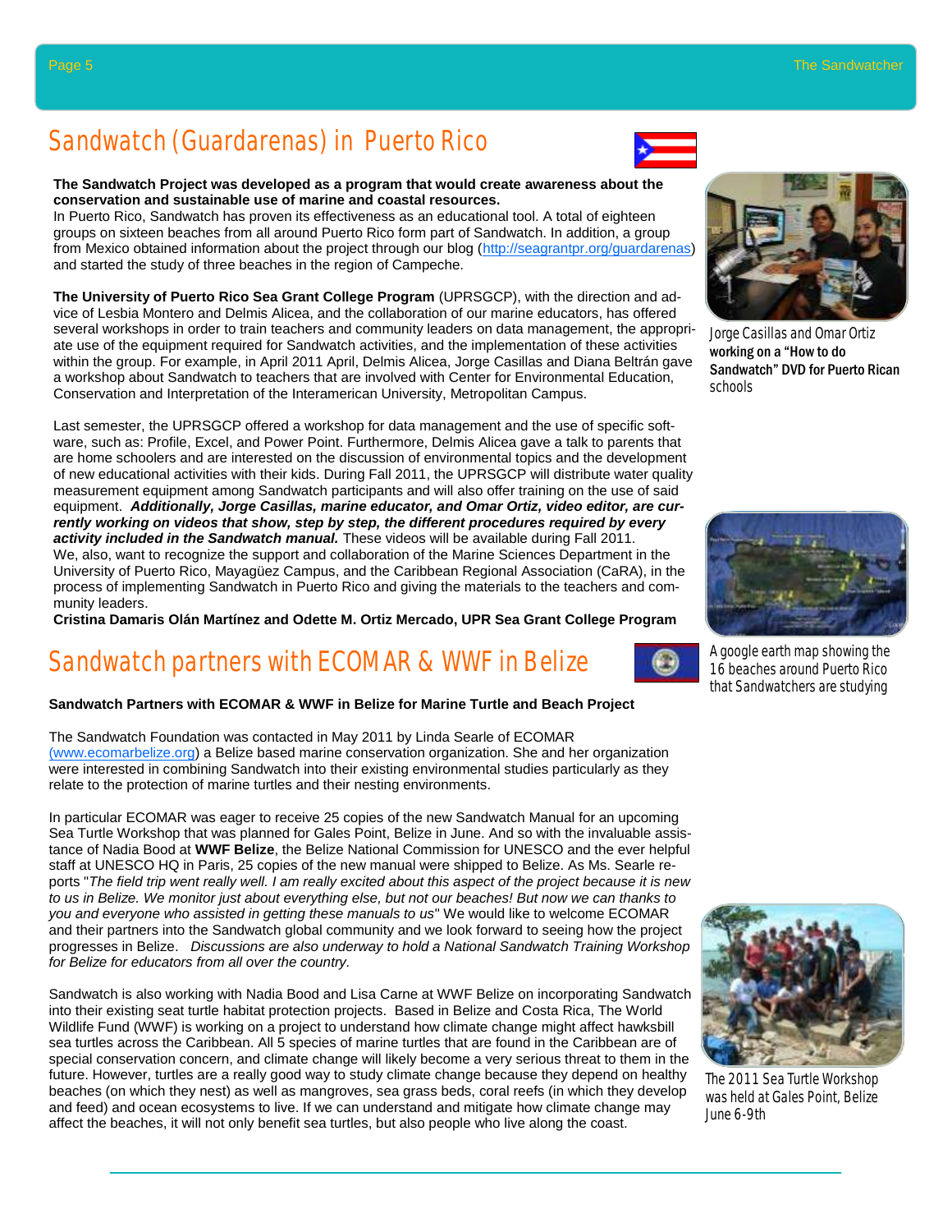# Sandwatch (Guardarenas) in Puerto Rico

**The Sandwatch Project was developed as a program that would create awareness about the conservation and sustainable use of marine and coastal resources.**
In Puerto Rico, Sandwatch has proven its effectiveness as an educational tool. A total of eighteen groups on sixteen beaches from all around Puerto Rico form part of Sandwatch. In addition, a group from Mexico obtained information about the project through our blog (http://seagrantpr.org/guardarenas) and started the study of three beaches in the region of Campeche.

**The University of Puerto Rico Sea Grant College Program** (UPRSGCP), with the direction and advice of Lesbia Montero and Delmis Alicea, and the collaboration of our marine educators, has offered several workshops in order to train teachers and community leaders on data management, the appropriate use of the equipment required for Sandwatch activities, and the implementation of these activities within the group. For example, in April 2011 April, Delmis Alicea, Jorge Casillas and Diana Beltrán gave a workshop about Sandwatch to teachers that are involved with Center for Environmental Education, Conservation and Interpretation of the Interamerican University, Metropolitan Campus.

Last semester, the UPRSGCP offered a workshop for data management and the use of specific software, such as: Profile, Excel, and Power Point. Furthermore, Delmis Alicea gave a talk to parents that are home schoolers and are interested on the discussion of environmental topics and the development of new educational activities with their kids. During Fall 2011, the UPRSGCP will distribute water quality measurement equipment among Sandwatch participants and will also offer training on the use of said equipment. ***Additionally, Jorge Casillas, marine educator, and Omar Ortiz, video editor, are currently working on videos that show, step by step, the different procedures required by every activity included in the Sandwatch manual.*** These videos will be available during Fall 2011.
We, also, want to recognize the support and collaboration of the Marine Sciences Department in the University of Puerto Rico, Mayagüez Campus, and the Caribbean Regional Association (CaRA), in the process of implementing Sandwatch in Puerto Rico and giving the materials to the teachers and community leaders.
**Cristina Damaris Olán Martínez and Odette M. Ortiz Mercado, UPR Sea Grant College Program**

Jorge Casillas and Omar Ortiz **working on a "How to do Sandwatch" DVD for Puerto Rican** schools

A google earth map showing the 16 beaches around Puerto Rico that Sandwatchers are studying

# Sandwatch partners with ECOMAR & WWF in Belize

**Sandwatch Partners with ECOMAR & WWF in Belize for Marine Turtle and Beach Project**

The Sandwatch Foundation was contacted in May 2011 by Linda Searle of ECOMAR (www.ecomarbelize.org) a Belize based marine conservation organization. She and her organization were interested in combining Sandwatch into their existing environmental studies particularly as they relate to the protection of marine turtles and their nesting environments.

In particular ECOMAR was eager to receive 25 copies of the new Sandwatch Manual for an upcoming Sea Turtle Workshop that was planned for Gales Point, Belize in June. And so with the invaluable assistance of Nadia Bood at **WWF Belize**, the Belize National Commission for UNESCO and the ever helpful staff at UNESCO HQ in Paris, 25 copies of the new manual were shipped to Belize. As Ms. Searle reports "*The field trip went really well. I am really excited about this aspect of the project because it is new to us in Belize. We monitor just about everything else, but not our beaches! But now we can thanks to you and everyone who assisted in getting these manuals to us*" We would like to welcome ECOMAR and their partners into the Sandwatch global community and we look forward to seeing how the project progresses in Belize. *Discussions are also underway to hold a National Sandwatch Training Workshop for Belize for educators from all over the country.*

Sandwatch is also working with Nadia Bood and Lisa Carne at WWF Belize on incorporating Sandwatch into their existing seat turtle habitat protection projects. Based in Belize and Costa Rica, The World Wildlife Fund (WWF) is working on a project to understand how climate change might affect hawksbill sea turtles across the Caribbean. All 5 species of marine turtles that are found in the Caribbean are of special conservation concern, and climate change will likely become a very serious threat to them in the future. However, turtles are a really good way to study climate change because they depend on healthy beaches (on which they nest) as well as mangroves, sea grass beds, coral reefs (in which they develop and feed) and ocean ecosystems to live. If we can understand and mitigate how climate change may affect the beaches, it will not only benefit sea turtles, but also people who live along the coast.

The 2011 Sea Turtle Workshop was held at Gales Point, Belize June 6-9th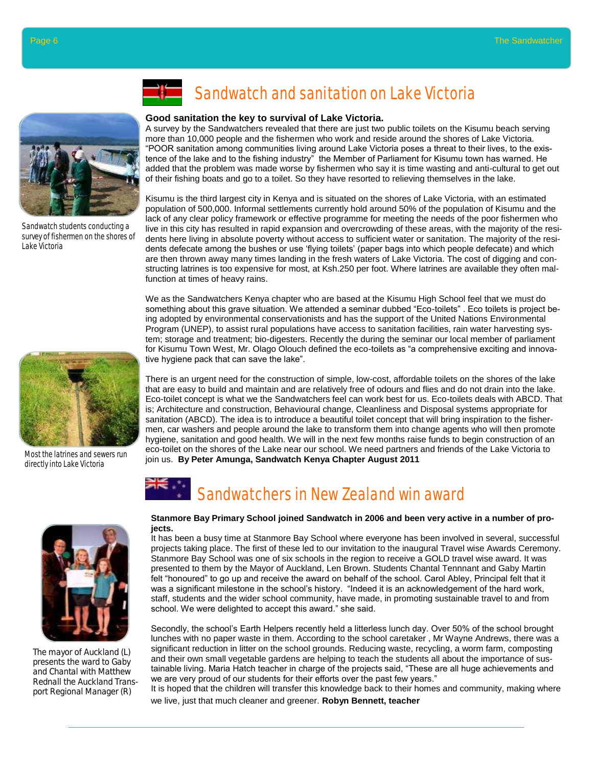# Sandwatch and sanitation on Lake Victoria

**Good sanitation the key to survival of Lake Victoria.**

A survey by the Sandwatchers revealed that there are just two public toilets on the Kisumu beach serving more than 10,000 people and the fishermen who work and reside around the shores of Lake Victoria. "POOR sanitation among communities living around Lake Victoria poses a threat to their lives, to the existence of the lake and to the fishing industry" the Member of Parliament for Kisumu town has warned. He added that the problem was made worse by fishermen who say it is time wasting and anti-cultural to get out of their fishing boats and go to a toilet. So they have resorted to relieving themselves in the lake.

Sandwatch students conducting a survey of fishermen on the shores of Lake Victoria

Kisumu is the third largest city in Kenya and is situated on the shores of Lake Victoria, with an estimated population of 500,000. Informal settlements currently hold around 50% of the population of Kisumu and the lack of any clear policy framework or effective programme for meeting the needs of the poor fishermen who live in this city has resulted in rapid expansion and overcrowding of these areas, with the majority of the residents here living in absolute poverty without access to sufficient water or sanitation. The majority of the residents defecate among the bushes or use 'flying toilets' (paper bags into which people defecate) and which are then thrown away many times landing in the fresh waters of Lake Victoria. The cost of digging and constructing latrines is too expensive for most, at Ksh.250 per foot. Where latrines are available they often malfunction at times of heavy rains.

We as the Sandwatchers Kenya chapter who are based at the Kisumu High School feel that we must do something about this grave situation. We attended a seminar dubbed "Eco-toilets" . Eco toilets is project being adopted by environmental conservationists and has the support of the United Nations Environmental Program (UNEP), to assist rural populations have access to sanitation facilities, rain water harvesting system; storage and treatment; bio-digesters. Recently the during the seminar our local member of parliament for Kisumu Town West, Mr. Olago Olouch defined the eco-toilets as "a comprehensive exciting and innovative hygiene pack that can save the lake".

There is an urgent need for the construction of simple, low-cost, affordable toilets on the shores of the lake that are easy to build and maintain and are relatively free of odours and flies and do not drain into the lake. Eco-toilet concept is what we the Sandwatchers feel can work best for us. Eco-toilets deals with ABCD. That is; Architecture and construction, Behavioural change, Cleanliness and Disposal systems appropriate for sanitation (ABCD). The idea is to introduce a beautiful toilet concept that will bring inspiration to the fishermen, car washers and people around the lake to transform them into change agents who will then promote hygiene, sanitation and good health. We will in the next few months raise funds to begin construction of an eco-toilet on the shores of the Lake near our school. We need partners and friends of the Lake Victoria to join us. **By Peter Amunga, Sandwatch Kenya Chapter August 2011**

Most the latrines and sewers run directly into Lake Victoria

# Sandwatchers in New Zealand win award

**Stanmore Bay Primary School joined Sandwatch in 2006 and been very active in a number of projects.**

It has been a busy time at Stanmore Bay School where everyone has been involved in several, successful projects taking place. The first of these led to our invitation to the inaugural Travel wise Awards Ceremony. Stanmore Bay School was one of six schools in the region to receive a GOLD travel wise award. It was presented to them by the Mayor of Auckland, Len Brown. Students Chantal Tennnant and Gaby Martin felt "honoured" to go up and receive the award on behalf of the school. Carol Abley, Principal felt that it was a significant milestone in the school's history. "Indeed it is an acknowledgement of the hard work, staff, students and the wider school community, have made, in promoting sustainable travel to and from school. We were delighted to accept this award." she said.

Secondly, the school's Earth Helpers recently held a litterless lunch day. Over 50% of the school brought lunches with no paper waste in them. According to the school caretaker , Mr Wayne Andrews, there was a significant reduction in litter on the school grounds. Reducing waste, recycling, a worm farm, composting and their own small vegetable gardens are helping to teach the students all about the importance of sustainable living. Maria Hatch teacher in charge of the projects said, "These are all huge achievements and we are very proud of our students for their efforts over the past few years."

It is hoped that the children will transfer this knowledge back to their homes and community, making where we live, just that much cleaner and greener. **Robyn Bennett, teacher**

The mayor of Auckland (L) presents the ward to Gaby and Chantal with Matthew Rednall the Auckland Transport Regional Manager (R)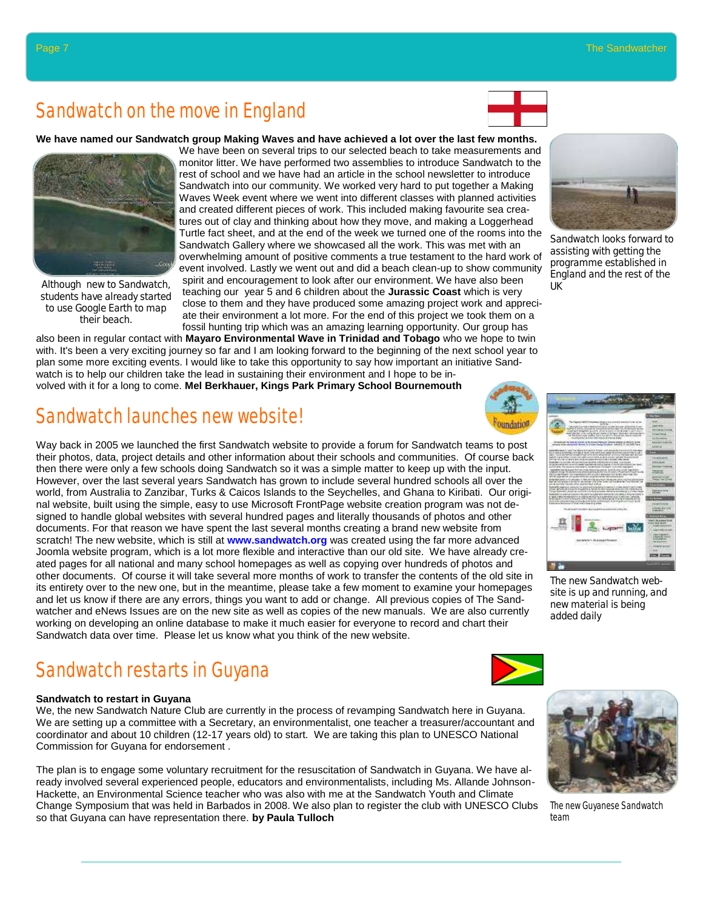## Sandwatch on the move in England

**We have named our Sandwatch group Making Waves and have achieved a lot over the last few months.** We have been on several trips to our selected beach to take measurements and monitor litter. We have performed two assemblies to introduce Sandwatch to the rest of school and we have had an article in the school newsletter to introduce Sandwatch into our community. We worked very hard to put together a Making Waves Week event where we went into different classes with planned activities and created different pieces of work. This included making favourite sea creatures out of clay and thinking about how they move, and making a Loggerhead Turtle fact sheet, and at the end of the week we turned one of the rooms into the Sandwatch Gallery where we showcased all the work. This was met with an overwhelming amount of positive comments a true testament to the hard work of event involved. Lastly we went out and did a beach clean-up to show community spirit and encouragement to look after our environment. We have also been teaching our year 5 and 6 children about the **Jurassic Coast** which is very close to them and they have produced some amazing project work and appreciate their environment a lot more. For the end of this project we took them on a fossil hunting trip which was an amazing learning opportunity. Our group has also been in regular contact with **Mayaro Environmental Wave in Trinidad and Tobago** who we hope to twin with. It's been a very exciting journey so far and I am looking forward to the beginning of the next school year to plan some more exciting events. I would like to take this opportunity to say how important an initiative Sandwatch is to help our children take the lead in sustaining their environment and I hope to be involved with it for a long to come. **Mel Berkhauer, Kings Park Primary School Bournemouth**

Although new to Sandwatch, students have already started to use Google Earth to map their beach.

Sandwatch looks forward to assisting with getting the programme established in England and the rest of the UK

## Sandwatch launches new website!

Way back in 2005 we launched the first Sandwatch website to provide a forum for Sandwatch teams to post their photos, data, project details and other information about their schools and communities. Of course back then there were only a few schools doing Sandwatch so it was a simple matter to keep up with the input. However, over the last several years Sandwatch has grown to include several hundred schools all over the world, from Australia to Zanzibar, Turks & Caicos Islands to the Seychelles, and Ghana to Kiribati. Our original website, built using the simple, easy to use Microsoft FrontPage website creation program was not designed to handle global websites with several hundred pages and literally thousands of photos and other documents. For that reason we have spent the last several months creating a brand new website from scratch! The new website, which is still at **www.sandwatch.org** was created using the far more advanced Joomla website program, which is a lot more flexible and interactive than our old site. We have already created pages for all national and many school homepages as well as copying over hundreds of photos and other documents. Of course it will take several more months of work to transfer the contents of the old site in its entirety over to the new one, but in the meantime, please take a few moment to examine your homepages and let us know if there are any errors, things you want to add or change. All previous copies of The Sandwatcher and eNews Issues are on the new site as well as copies of the new manuals. We are also currently working on developing an online database to make it much easier for everyone to record and chart their Sandwatch data over time. Please let us know what you think of the new website.

The new Sandwatch website is up and running, and new material is being added daily

## Sandwatch restarts in Guyana

**Sandwatch to restart in Guyana**

We, the new Sandwatch Nature Club are currently in the process of revamping Sandwatch here in Guyana. We are setting up a committee with a Secretary, an environmentalist, one teacher a treasurer/accountant and coordinator and about 10 children (12-17 years old) to start. We are taking this plan to UNESCO National Commission for Guyana for endorsement .

The plan is to engage some voluntary recruitment for the resuscitation of Sandwatch in Guyana. We have already involved several experienced people, educators and environmentalists, including Ms. Allande Johnson-Hackette, an Environmental Science teacher who was also with me at the Sandwatch Youth and Climate Change Symposium that was held in Barbados in 2008. We also plan to register the club with UNESCO Clubs so that Guyana can have representation there. **by Paula Tulloch**

The new Guyanese Sandwatch team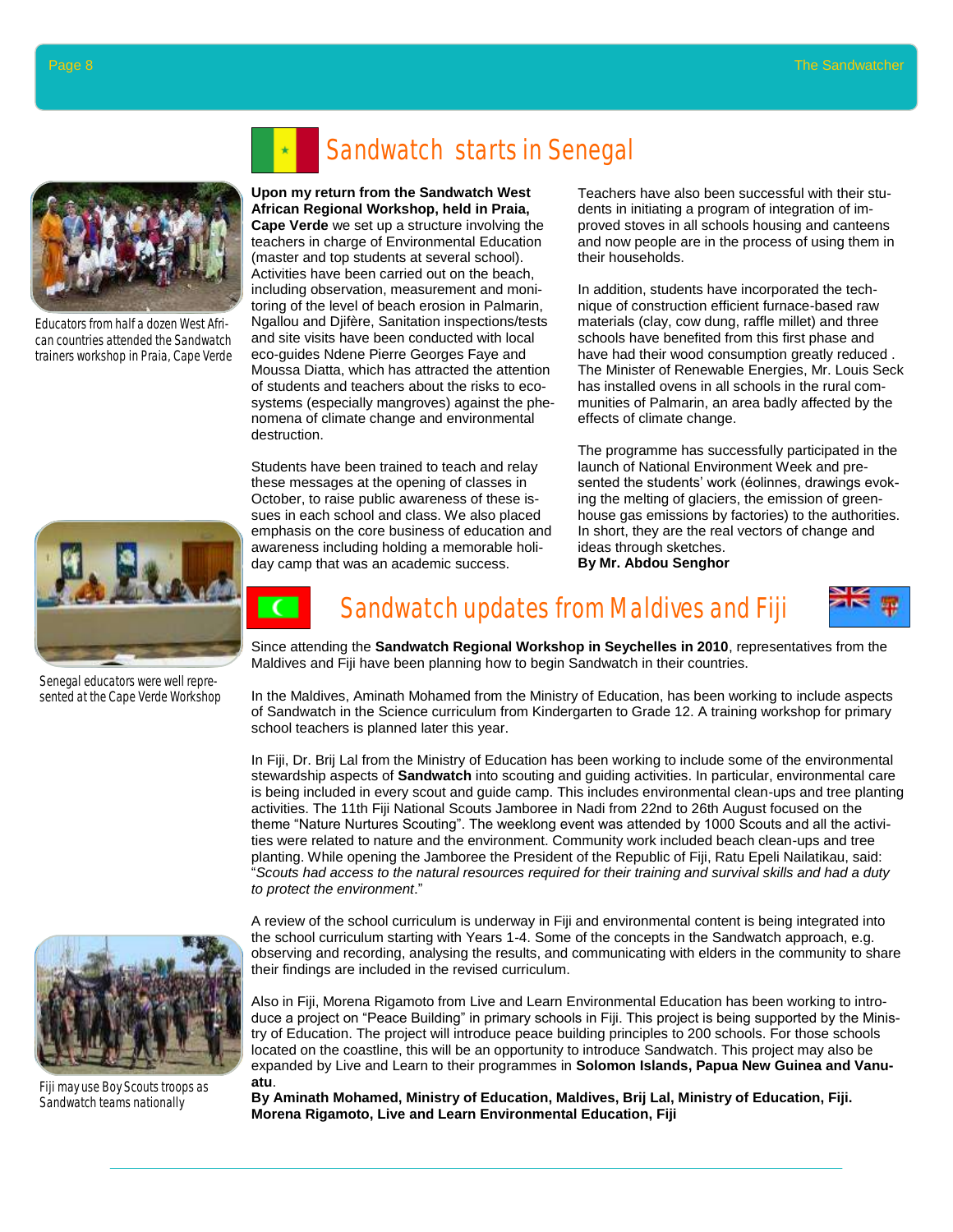# Sandwatch starts in Senegal

**Upon my return from the Sandwatch West African Regional Workshop, held in Praia, Cape Verde** we set up a structure involving the teachers in charge of Environmental Education (master and top students at several school). Activities have been carried out on the beach, including observation, measurement and monitoring of the level of beach erosion in Palmarin, Ngallou and Djifère, Sanitation inspections/tests and site visits have been conducted with local eco-guides Ndene Pierre Georges Faye and Moussa Diatta, which has attracted the attention of students and teachers about the risks to ecosystems (especially mangroves) against the phenomena of climate change and environmental destruction.

Students have been trained to teach and relay these messages at the opening of classes in October, to raise public awareness of these issues in each school and class. We also placed emphasis on the core business of education and awareness including holding a memorable holiday camp that was an academic success.

Teachers have also been successful with their students in initiating a program of integration of improved stoves in all schools housing and canteens and now people are in the process of using them in their households.

In addition, students have incorporated the technique of construction efficient furnace-based raw materials (clay, cow dung, raffle millet) and three schools have benefited from this first phase and have had their wood consumption greatly reduced . The Minister of Renewable Energies, Mr. Louis Seck has installed ovens in all schools in the rural communities of Palmarin, an area badly affected by the effects of climate change.

The programme has successfully participated in the launch of National Environment Week and presented the students' work (éolinnes, drawings evoking the melting of glaciers, the emission of greenhouse gas emissions by factories) to the authorities. In short, they are the real vectors of change and ideas through sketches.

**By Mr. Abdou Senghor**

Educators from half a dozen West African countries attended the Sandwatch trainers workshop in Praia, Cape Verde

Senegal educators were well represented at the Cape Verde Workshop

# Sandwatch updates from Maldives and Fiji

Since attending the **Sandwatch Regional Workshop in Seychelles in 2010**, representatives from the Maldives and Fiji have been planning how to begin Sandwatch in their countries.

In the Maldives, Aminath Mohamed from the Ministry of Education, has been working to include aspects of Sandwatch in the Science curriculum from Kindergarten to Grade 12. A training workshop for primary school teachers is planned later this year.

In Fiji, Dr. Brij Lal from the Ministry of Education has been working to include some of the environmental stewardship aspects of **Sandwatch** into scouting and guiding activities. In particular, environmental care is being included in every scout and guide camp. This includes environmental clean-ups and tree planting activities. The 11th Fiji National Scouts Jamboree in Nadi from 22nd to 26th August focused on the theme "Nature Nurtures Scouting". The weeklong event was attended by 1000 Scouts and all the activities were related to nature and the environment. Community work included beach clean-ups and tree planting. While opening the Jamboree the President of the Republic of Fiji, Ratu Epeli Nailatikau, said: "*Scouts had access to the natural resources required for their training and survival skills and had a duty to protect the environment*."

A review of the school curriculum is underway in Fiji and environmental content is being integrated into the school curriculum starting with Years 1-4. Some of the concepts in the Sandwatch approach, e.g. observing and recording, analysing the results, and communicating with elders in the community to share their findings are included in the revised curriculum.

Also in Fiji, Morena Rigamoto from Live and Learn Environmental Education has been working to introduce a project on "Peace Building" in primary schools in Fiji. This project is being supported by the Ministry of Education. The project will introduce peace building principles to 200 schools. For those schools located on the coastline, this will be an opportunity to introduce Sandwatch. This project may also be expanded by Live and Learn to their programmes in **Solomon Islands, Papua New Guinea and Vanuatu**.

**By Aminath Mohamed, Ministry of Education, Maldives, Brij Lal, Ministry of Education, Fiji. Morena Rigamoto, Live and Learn Environmental Education, Fiji**

Fiji may use Boy Scouts troops as Sandwatch teams nationally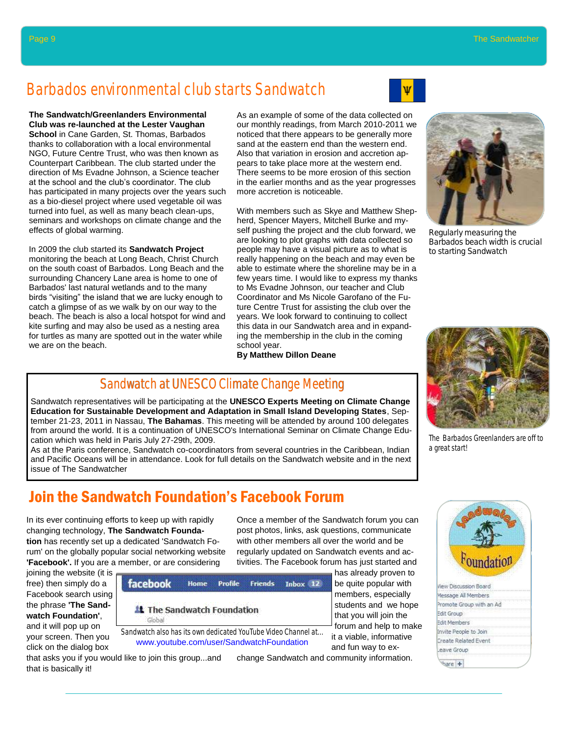# Barbados environmental club starts Sandwatch

**The Sandwatch/Greenlanders Environmental Club was re-launched at the Lester Vaughan School** in Cane Garden, St. Thomas, Barbados thanks to collaboration with a local environmental NGO, Future Centre Trust, who was then known as Counterpart Caribbean. The club started under the direction of Ms Evadne Johnson, a Science teacher at the school and the club's coordinator. The club has participated in many projects over the years such as a bio-diesel project where used vegetable oil was turned into fuel, as well as many beach clean-ups, seminars and workshops on climate change and the effects of global warming.

In 2009 the club started its **Sandwatch Project** monitoring the beach at Long Beach, Christ Church on the south coast of Barbados. Long Beach and the surrounding Chancery Lane area is home to one of Barbados' last natural wetlands and to the many birds "visiting" the island that we are lucky enough to catch a glimpse of as we walk by on our way to the beach. The beach is also a local hotspot for wind and kite surfing and may also be used as a nesting area for turtles as many are spotted out in the water while we are on the beach.

As an example of some of the data collected on our monthly readings, from March 2010-2011 we noticed that there appears to be generally more sand at the eastern end than the western end. Also that variation in erosion and accretion appears to take place more at the western end. There seems to be more erosion of this section in the earlier months and as the year progresses more accretion is noticeable.

With members such as Skye and Matthew Shepherd, Spencer Mayers, Mitchell Burke and myself pushing the project and the club forward, we are looking to plot graphs with data collected so people may have a visual picture as to what is really happening on the beach and may even be able to estimate where the shoreline may be in a few years time. I would like to express my thanks to Ms Evadne Johnson, our teacher and Club Coordinator and Ms Nicole Garofano of the Future Centre Trust for assisting the club over the years. We look forward to continuing to collect this data in our Sandwatch area and in expanding the membership in the club in the coming school year.

**By Matthew Dillon Deane**

Regularly measuring the Barbados beach width is crucial to starting Sandwatch

The Barbados Greenlanders are off to a great start!

## Sandwatch at UNESCO Climate Change Meeting

Sandwatch representatives will be participating at the **UNESCO Experts Meeting on Climate Change Education for Sustainable Development and Adaptation in Small Island Developing States**, September 21-23, 2011 in Nassau, **The Bahamas**. This meeting will be attended by around 100 delegates from around the world. It is a continuation of UNESCO's International Seminar on Climate Change Education which was held in Paris July 27-29th, 2009.

As at the Paris conference, Sandwatch co-coordinators from several countries in the Caribbean, Indian and Pacific Oceans will be in attendance. Look for full details on the Sandwatch website and in the next issue of The Sandwatcher

# Join the Sandwatch Foundation's Facebook Forum

In its ever continuing efforts to keep up with rapidly changing technology, **The Sandwatch Foundation** has recently set up a dedicated 'Sandwatch Forum' on the globally popular social networking website **'Facebook'.** If you are a member, or are considering joining the website (it is free) then simply do a Facebook search using the phrase **'The Sandwatch Foundation'**, and it will pop up on your screen. Then you click on the dialog box that asks you if you would like to join this group...and that is basically it!

Once a member of the Sandwatch forum you can post photos, links, ask questions, communicate with other members all over the world and be regularly updated on Sandwatch events and activities. The Facebook forum has just started and has already proven to be quite popular with members, especially students and we hope that you will join the forum and help to make it a viable, informative and fun way to exchange Sandwatch and community information.

Sandwatch also has its own dedicated YouTube Video Channel at... www.youtube.com/user/SandwatchFoundation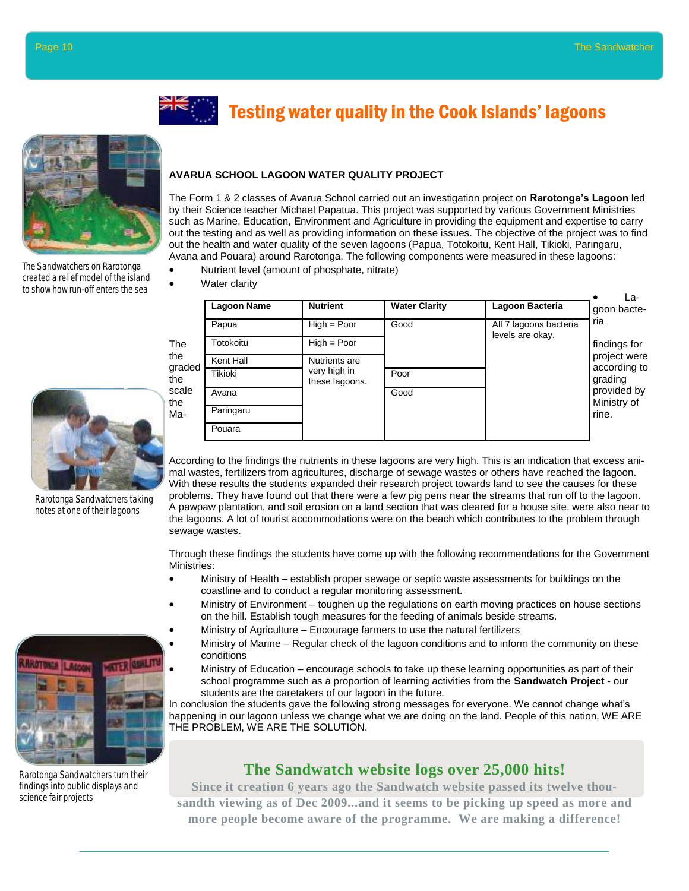# Testing water quality in the Cook Islands' lagoons

The Sandwatchers on Rarotonga created a relief model of the island to show how run-off enters the sea

## AVARUA SCHOOL LAGOON WATER QUALITY PROJECT

The Form 1 & 2 classes of Avarua School carried out an investigation project on **Rarotonga's Lagoon** led by their Science teacher Michael Papatua. This project was supported by various Government Ministries such as Marine, Education, Environment and Agriculture in providing the equipment and expertise to carry out the testing and as well as providing information on these issues. The objective of the project was to find out the health and water quality of the seven lagoons (Papua, Totokoitu, Kent Hall, Tikioki, Paringaru, Avana and Pouara) around Rarotonga. The following components were measured in these lagoons:

- Nutrient level (amount of phosphate, nitrate)
- Water clarity
- Lagoon bacteria

The findings for the project were graded according to the grading scale provided by the Ministry of Marine.

| Lagoon Name | Nutrient | Water Clarity | Lagoon Bacteria |
|---|---|---|---|
| Papua | High = Poor | Good | All 7 lagoons bacteria levels are okay. |
| Totokoitu | High = Poor | | |
| Kent Hall | Nutrients are very high in these lagoons. | | |
| Tikioki | | Poor | |
| Avana | | Good | |
| Paringaru | | | |
| Pouara | | | |

Rarotonga Sandwatchers taking notes at one of their lagoons

According to the findings the nutrients in these lagoons are very high. This is an indication that excess animal wastes, fertilizers from agricultures, discharge of sewage wastes or others have reached the lagoon. With these results the students expanded their research project towards land to see the causes for these problems. They have found out that there were a few pig pens near the streams that run off to the lagoon. A pawpaw plantation, and soil erosion on a land section that was cleared for a house site. were also near to the lagoons. A lot of tourist accommodations were on the beach which contributes to the problem through sewage wastes.

Through these findings the students have come up with the following recommendations for the Government Ministries:

- Ministry of Health – establish proper sewage or septic waste assessments for buildings on the coastline and to conduct a regular monitoring assessment.
- Ministry of Environment – toughen up the regulations on earth moving practices on house sections on the hill. Establish tough measures for the feeding of animals beside streams.
- Ministry of Agriculture – Encourage farmers to use the natural fertilizers
- Ministry of Marine – Regular check of the lagoon conditions and to inform the community on these conditions
- Ministry of Education – encourage schools to take up these learning opportunities as part of their school programme such as a proportion of learning activities from the **Sandwatch Project** - our students are the caretakers of our lagoon in the future.

In conclusion the students gave the following strong messages for everyone. We cannot change what's happening in our lagoon unless we change what we are doing on the land. People of this nation, WE ARE THE PROBLEM, WE ARE THE SOLUTION.

Rarotonga Sandwatchers turn their findings into public displays and science fair projects

## The Sandwatch website logs over 25,000 hits!

**Since it creation 6 years ago the Sandwatch website passed its twelve thousandth viewing as of Dec 2009...and it seems to be picking up speed as more and more people become aware of the programme. We are making a difference!**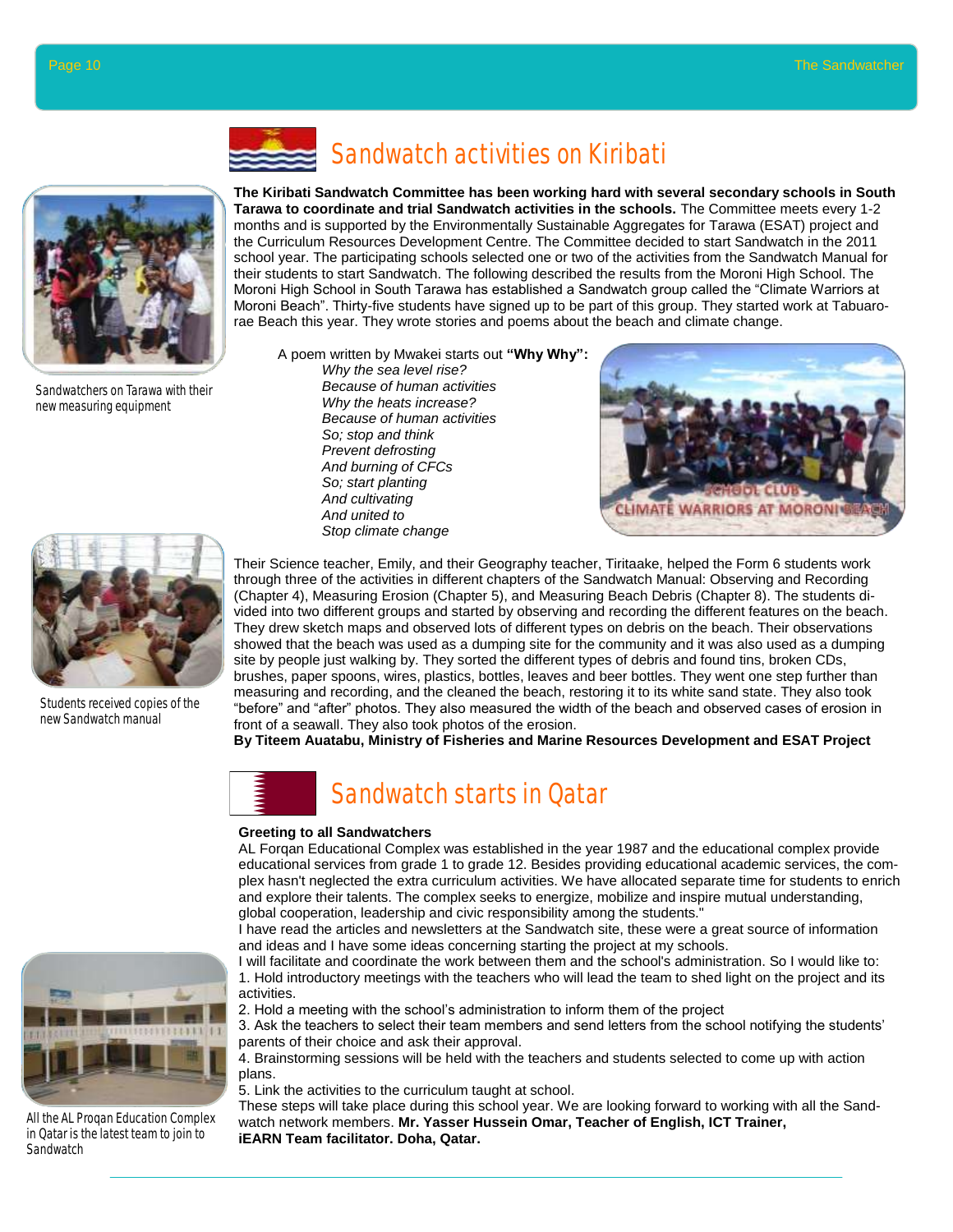# Sandwatch activities on Kiribati

Sandwatchers on Tarawa with their new measuring equipment

**The Kiribati Sandwatch Committee has been working hard with several secondary schools in South Tarawa to coordinate and trial Sandwatch activities in the schools.** The Committee meets every 1-2 months and is supported by the Environmentally Sustainable Aggregates for Tarawa (ESAT) project and the Curriculum Resources Development Centre. The Committee decided to start Sandwatch in the 2011 school year. The participating schools selected one or two of the activities from the Sandwatch Manual for their students to start Sandwatch. The following described the results from the Moroni High School. The Moroni High School in South Tarawa has established a Sandwatch group called the "Climate Warriors at Moroni Beach". Thirty-five students have signed up to be part of this group. They started work at Tabuarorae Beach this year. They wrote stories and poems about the beach and climate change.

A poem written by Mwakei starts out **"Why Why":**

*Why the sea level rise?*
*Because of human activities*
*Why the heats increase?*
*Because of human activities*
*So; stop and think*
*Prevent defrosting*
*And burning of CFCs*
*So; start planting*
*And cultivating*
*And united to*
*Stop climate change*

Students received copies of the new Sandwatch manual

Their Science teacher, Emily, and their Geography teacher, Tiritaake, helped the Form 6 students work through three of the activities in different chapters of the Sandwatch Manual: Observing and Recording (Chapter 4), Measuring Erosion (Chapter 5), and Measuring Beach Debris (Chapter 8). The students divided into two different groups and started by observing and recording the different features on the beach. They drew sketch maps and observed lots of different types on debris on the beach. Their observations showed that the beach was used as a dumping site for the community and it was also used as a dumping site by people just walking by. They sorted the different types of debris and found tins, broken CDs, brushes, paper spoons, wires, plastics, bottles, leaves and beer bottles. They went one step further than measuring and recording, and the cleaned the beach, restoring it to its white sand state. They also took "before" and "after" photos. They also measured the width of the beach and observed cases of erosion in front of a seawall. They also took photos of the erosion.

**By Titeem Auatabu, Ministry of Fisheries and Marine Resources Development and ESAT Project**

# Sandwatch starts in Qatar

**Greeting to all Sandwatchers**

AL Forqan Educational Complex was established in the year 1987 and the educational complex provide educational services from grade 1 to grade 12. Besides providing educational academic services, the complex hasn't neglected the extra curriculum activities. We have allocated separate time for students to enrich and explore their talents. The complex seeks to energize, mobilize and inspire mutual understanding, global cooperation, leadership and civic responsibility among the students."

I have read the articles and newsletters at the Sandwatch site, these were a great source of information and ideas and I have some ideas concerning starting the project at my schools.

I will facilitate and coordinate the work between them and the school's administration. So I would like to:

1. Hold introductory meetings with the teachers who will lead the team to shed light on the project and its activities.
2. Hold a meeting with the school's administration to inform them of the project
3. Ask the teachers to select their team members and send letters from the school notifying the students' parents of their choice and ask their approval.
4. Brainstorming sessions will be held with the teachers and students selected to come up with action plans.
5. Link the activities to the curriculum taught at school.

These steps will take place during this school year. We are looking forward to working with all the Sandwatch network members. **Mr. Yasser Hussein Omar, Teacher of English, ICT Trainer, iEARN Team facilitator. Doha, Qatar.**

All the AL Proqan Education Complex in Qatar is the latest team to join to Sandwatch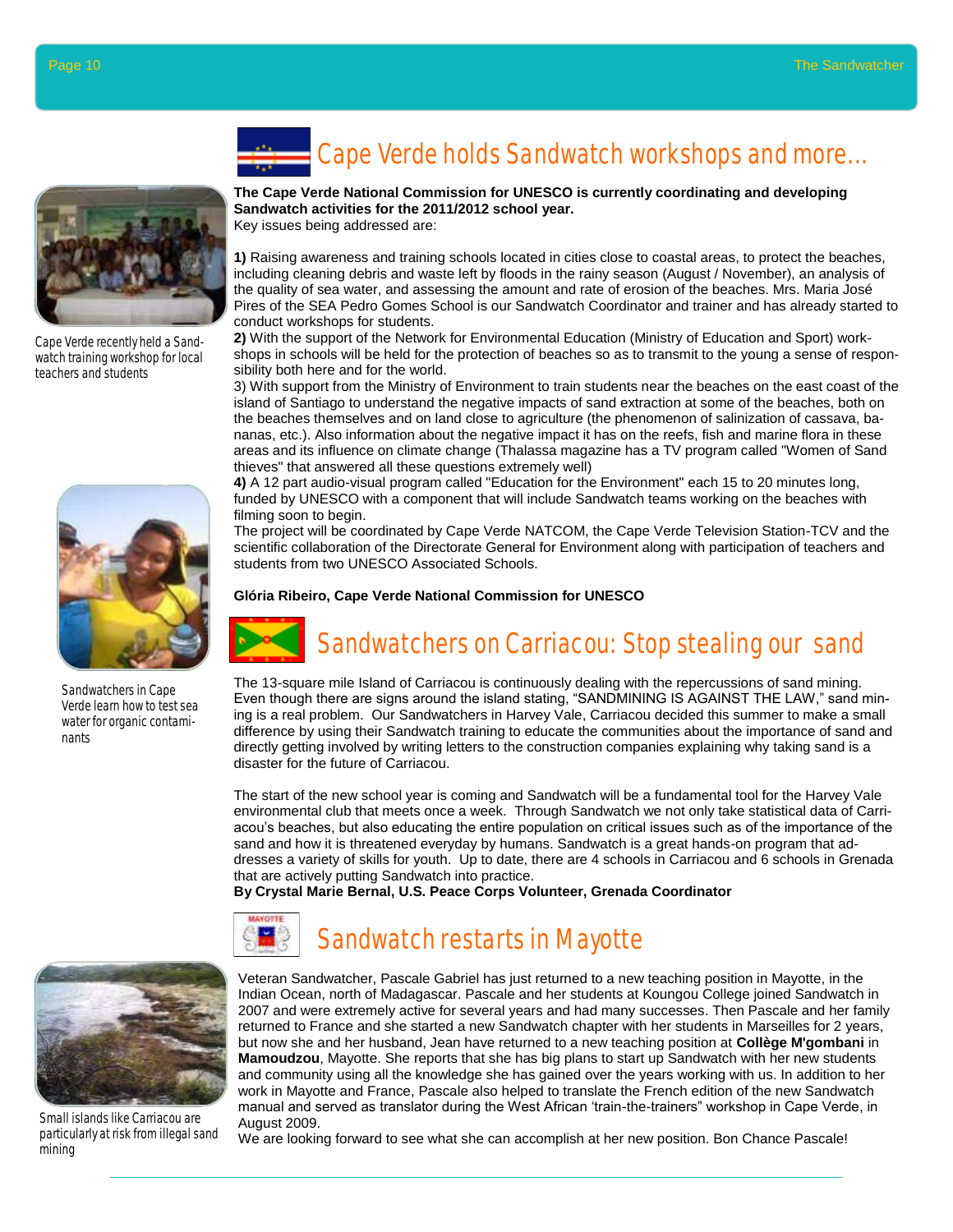# Cape Verde holds Sandwatch workshops and more...

**The Cape Verde National Commission for UNESCO is currently coordinating and developing Sandwatch activities for the 2011/2012 school year.**
Key issues being addressed are:

**1)** Raising awareness and training schools located in cities close to coastal areas, to protect the beaches, including cleaning debris and waste left by floods in the rainy season (August / November), an analysis of the quality of sea water, and assessing the amount and rate of erosion of the beaches. Mrs. Maria José Pires of the SEA Pedro Gomes School is our Sandwatch Coordinator and trainer and has already started to conduct workshops for students.

**2)** With the support of the Network for Environmental Education (Ministry of Education and Sport) workshops in schools will be held for the protection of beaches so as to transmit to the young a sense of responsibility both here and for the world.

3) With support from the Ministry of Environment to train students near the beaches on the east coast of the island of Santiago to understand the negative impacts of sand extraction at some of the beaches, both on the beaches themselves and on land close to agriculture (the phenomenon of salinization of cassava, bananas, etc.). Also information about the negative impact it has on the reefs, fish and marine flora in these areas and its influence on climate change (Thalassa magazine has a TV program called "Women of Sand thieves" that answered all these questions extremely well)

**4)** A 12 part audio-visual program called "Education for the Environment" each 15 to 20 minutes long, funded by UNESCO with a component that will include Sandwatch teams working on the beaches with filming soon to begin.

The project will be coordinated by Cape Verde NATCOM, the Cape Verde Television Station-TCV and the scientific collaboration of the Directorate General for Environment along with participation of teachers and students from two UNESCO Associated Schools.

**Glória Ribeiro, Cape Verde National Commission for UNESCO**

Cape Verde recently held a Sandwatch training workshop for local teachers and students

Sandwatchers in Cape Verde learn how to test sea water for organic contaminants

# Sandwatchers on Carriacou: Stop stealing our sand

The 13-square mile Island of Carriacou is continuously dealing with the repercussions of sand mining. Even though there are signs around the island stating, "SANDMINING IS AGAINST THE LAW," sand mining is a real problem. Our Sandwatchers in Harvey Vale, Carriacou decided this summer to make a small difference by using their Sandwatch training to educate the communities about the importance of sand and directly getting involved by writing letters to the construction companies explaining why taking sand is a disaster for the future of Carriacou.

The start of the new school year is coming and Sandwatch will be a fundamental tool for the Harvey Vale environmental club that meets once a week. Through Sandwatch we not only take statistical data of Carriacou's beaches, but also educating the entire population on critical issues such as of the importance of the sand and how it is threatened everyday by humans. Sandwatch is a great hands-on program that addresses a variety of skills for youth. Up to date, there are 4 schools in Carriacou and 6 schools in Grenada that are actively putting Sandwatch into practice.

**By Crystal Marie Bernal, U.S. Peace Corps Volunteer, Grenada Coordinator**

# Sandwatch restarts in Mayotte

Veteran Sandwatcher, Pascale Gabriel has just returned to a new teaching position in Mayotte, in the Indian Ocean, north of Madagascar. Pascale and her students at Koungou College joined Sandwatch in 2007 and were extremely active for several years and had many successes. Then Pascale and her family returned to France and she started a new Sandwatch chapter with her students in Marseilles for 2 years, but now she and her husband, Jean have returned to a new teaching position at **Collège M'gombani** in **Mamoudzou**, Mayotte. She reports that she has big plans to start up Sandwatch with her new students and community using all the knowledge she has gained over the years working with us. In addition to her work in Mayotte and France, Pascale also helped to translate the French edition of the new Sandwatch manual and served as translator during the West African 'train-the-trainers" workshop in Cape Verde, in August 2009.

We are looking forward to see what she can accomplish at her new position. Bon Chance Pascale!

Small islands like Carriacou are particularly at risk from illegal sand mining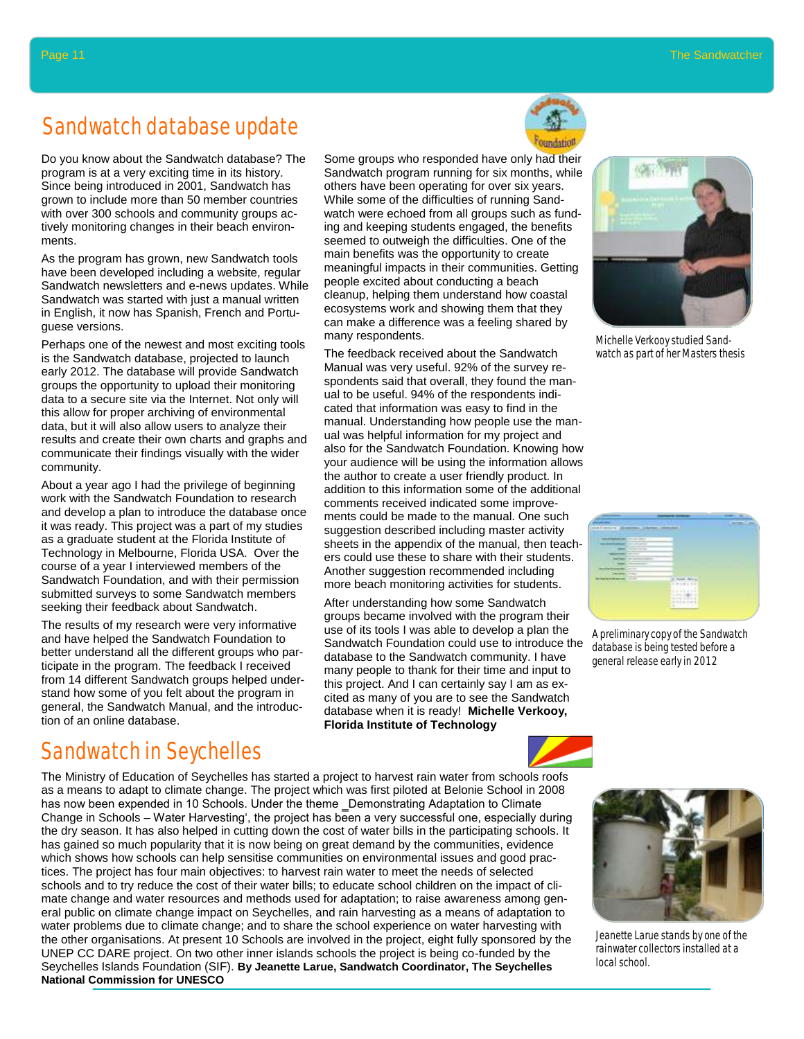## Sandwatch database update

Do you know about the Sandwatch database? The program is at a very exciting time in its history. Since being introduced in 2001, Sandwatch has grown to include more than 50 member countries with over 300 schools and community groups actively monitoring changes in their beach environments.

As the program has grown, new Sandwatch tools have been developed including a website, regular Sandwatch newsletters and e-news updates. While Sandwatch was started with just a manual written in English, it now has Spanish, French and Portuguese versions.

Perhaps one of the newest and most exciting tools is the Sandwatch database, projected to launch early 2012. The database will provide Sandwatch groups the opportunity to upload their monitoring data to a secure site via the Internet. Not only will this allow for proper archiving of environmental data, but it will also allow users to analyze their results and create their own charts and graphs and communicate their findings visually with the wider community.

About a year ago I had the privilege of beginning work with the Sandwatch Foundation to research and develop a plan to introduce the database once it was ready. This project was a part of my studies as a graduate student at the Florida Institute of Technology in Melbourne, Florida USA. Over the course of a year I interviewed members of the Sandwatch Foundation, and with their permission submitted surveys to some Sandwatch members seeking their feedback about Sandwatch.

The results of my research were very informative and have helped the Sandwatch Foundation to better understand all the different groups who participate in the program. The feedback I received from 14 different Sandwatch groups helped understand how some of you felt about the program in general, the Sandwatch Manual, and the introduction of an online database.

Some groups who responded have only had their Sandwatch program running for six months, while others have been operating for over six years. While some of the difficulties of running Sandwatch were echoed from all groups such as funding and keeping students engaged, the benefits seemed to outweigh the difficulties. One of the main benefits was the opportunity to create meaningful impacts in their communities. Getting people excited about conducting a beach cleanup, helping them understand how coastal ecosystems work and showing them that they can make a difference was a feeling shared by many respondents.

The feedback received about the Sandwatch Manual was very useful. 92% of the survey respondents said that overall, they found the manual to be useful. 94% of the respondents indicated that information was easy to find in the manual. Understanding how people use the manual was helpful information for my project and also for the Sandwatch Foundation. Knowing how your audience will be using the information allows the author to create a user friendly product. In addition to this information some of the additional comments received indicated some improvements could be made to the manual. One such suggestion described including master activity sheets in the appendix of the manual, then teachers could use these to share with their students. Another suggestion recommended including more beach monitoring activities for students.

After understanding how some Sandwatch groups became involved with the program their use of its tools I was able to develop a plan the Sandwatch Foundation could use to introduce the database to the Sandwatch community. I have many people to thank for their time and input to this project. And I can certainly say I am as excited as many of you are to see the Sandwatch database when it is ready! **Michelle Verkooy, Florida Institute of Technology**

Michelle Verkooy studied Sandwatch as part of her Masters thesis

A preliminary copy of the Sandwatch database is being tested before a general release early in 2012

## Sandwatch in Seychelles

The Ministry of Education of Seychelles has started a project to harvest rain water from schools roofs as a means to adapt to climate change. The project which was first piloted at Belonie School in 2008 has now been expended in 10 Schools. Under the theme ‗Demonstrating Adaptation to Climate Change in Schools – Water Harvesting', the project has been a very successful one, especially during the dry season. It has also helped in cutting down the cost of water bills in the participating schools. It has gained so much popularity that it is now being on great demand by the communities, evidence which shows how schools can help sensitise communities on environmental issues and good practices. The project has four main objectives: to harvest rain water to meet the needs of selected schools and to try reduce the cost of their water bills; to educate school children on the impact of climate change and water resources and methods used for adaptation; to raise awareness among general public on climate change impact on Seychelles, and rain harvesting as a means of adaptation to water problems due to climate change; and to share the school experience on water harvesting with the other organisations. At present 10 Schools are involved in the project, eight fully sponsored by the UNEP CC DARE project. On two other inner islands schools the project is being co-funded by the Seychelles Islands Foundation (SIF). **By Jeanette Larue, Sandwatch Coordinator, The Seychelles National Commission for UNESCO**

Jeanette Larue stands by one of the rainwater collectors installed at a local school.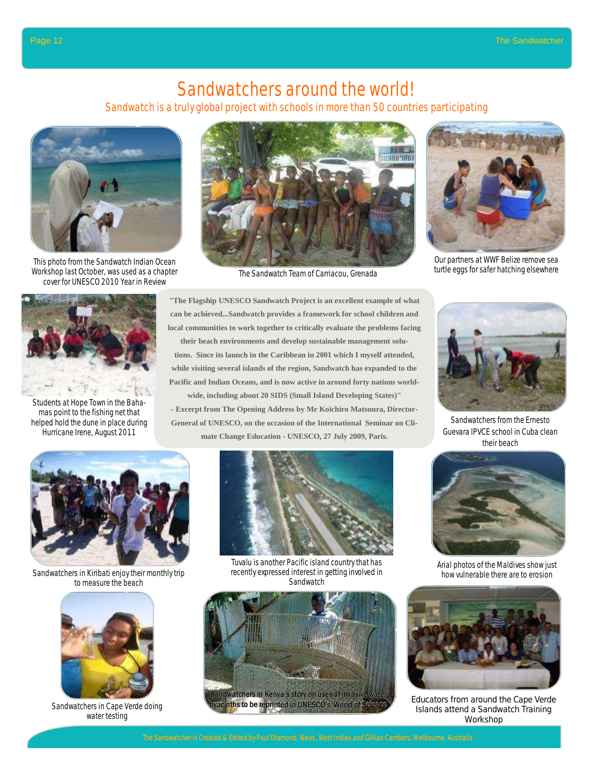# Sandwatchers around the world!

## Sandwatch is a truly global project with schools in more than 50 countries participating

This photo from the Sandwatch Indian Ocean Workshop last October, was used as a chapter cover for UNESCO 2010 Year in Review

The Sandwatch Team of Carriacou, Grenada

Our partners at WWF Belize remove sea turtle eggs for safer hatching elsewhere

Students at Hope Town in the Bahamas point to the fishing net that helped hold the dune in place during Hurricane Irene, August 2011

**"The Flagship UNESCO Sandwatch Project is an excellent example of what can be achieved...Sandwatch provides a framework for school children and local communities to work together to critically evaluate the problems facing their beach environments and develop sustainable management solutions. Since its launch in the Caribbean in 2001 which I myself attended, while visiting several islands of the region, Sandwatch has expanded to the Pacific and Indian Oceans, and is now active in around forty nations worldwide, including about 20 SIDS (Small Island Developing States)"**

**- Excerpt from The Opening Address by Mr Koïchiro Matsuura, Director-General of UNESCO, on the occasion of the International Seminar on Climate Change Education - UNESCO, 27 July 2009, Paris.**

Sandwatchers from the Ernesto Guevara IPVCE school in Cuba clean their beach

Sandwatchers in Kiribati enjoy their monthly trip to measure the beach

Tuvalu is another Pacific island country that has recently expressed interest in getting involved in Sandwatch

Arial photos of the Maldives show just how vulnerable there are to erosion

Sandwatchers in Cape Verde doing water testing

Sandwatchers in Kenya's story on uses of invasive water hyacinths to be reprinted in UNESCO's World of Science

Educators from around the Cape Verde Islands attend a Sandwatch Training Workshop

The Sandwatcher is Created & Edited by Paul Diamond, Nevis, West Indies and Gillian Cambers, Melbourne, Australia